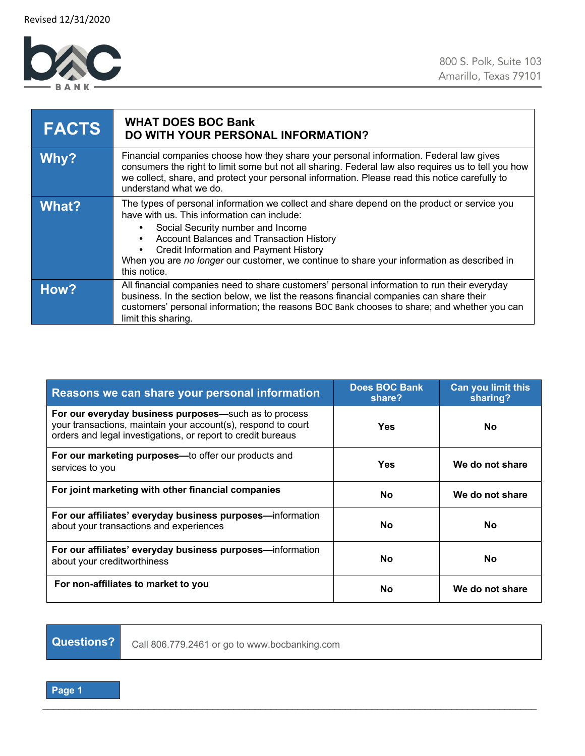Revised 12/31/2020

800 S. Polk, Suite 103
Amarillo, Texas 79101

| FACTS | WHAT DOES BOC Bank DO WITH YOUR PERSONAL INFORMATION? |
|---|---|
| **Why?** | Financial companies choose how they share your personal information. Federal law gives consumers the right to limit some but not all sharing. Federal law also requires us to tell you how we collect, share, and protect your personal information. Please read this notice carefully to understand what we do. |
| **What?** | The types of personal information we collect and share depend on the product or service you have with us. This information can include: <br>• Social Security number and Income <br>• Account Balances and Transaction History <br>• Credit Information and Payment History <br>When you are *no longer* our customer, we continue to share your information as described in this notice. |
| **How?** | All financial companies need to share customers' personal information to run their everyday business. In the section below, we list the reasons financial companies can share their customers' personal information; the reasons BOC Bank chooses to share; and whether you can limit this sharing. |

| Reasons we can share your personal information | Does BOC Bank share? | Can you limit this sharing? |
|---|---|---|
| **For our everyday business purposes**—such as to process your transactions, maintain your account(s), respond to court orders and legal investigations, or report to credit bureaus | Yes | No |
| **For our marketing purposes**—to offer our products and services to you | Yes | We do not share |
| **For joint marketing with other financial companies** | No | We do not share |
| **For our affiliates' everyday business purposes**—information about your transactions and experiences | No | No |
| **For our affiliates' everyday business purposes**—information about your creditworthiness | No | No |
| **For non-affiliates to market to you** | No | We do not share |

| Questions? | Call 806.779.2461 or go to www.bocbanking.com |
|---|---|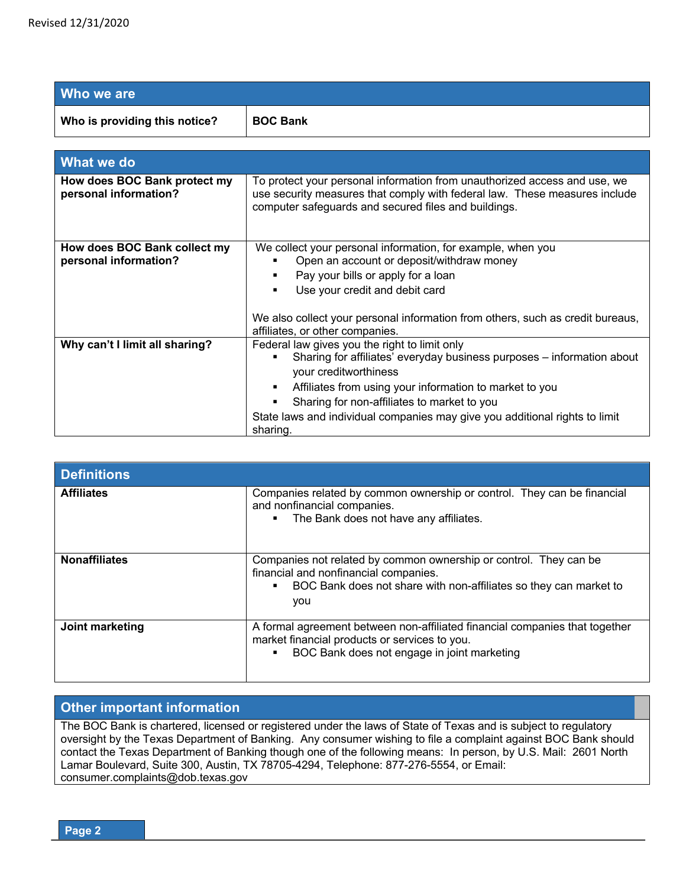Revised 12/31/2020

| Who we are | |
|---|---|
| **Who is providing this notice?** | **BOC Bank** |

| What we do | |
|---|---|
| **How does BOC Bank protect my personal information?** | To protect your personal information from unauthorized access and use, we use security measures that comply with federal law. These measures include computer safeguards and secured files and buildings. |
| **How does BOC Bank collect my personal information?** | We collect your personal information, for example, when you<br>▪ Open an account or deposit/withdraw money<br>▪ Pay your bills or apply for a loan<br>▪ Use your credit and debit card<br><br>We also collect your personal information from others, such as credit bureaus, affiliates, or other companies. |
| **Why can't I limit all sharing?** | Federal law gives you the right to limit only<br>▪ Sharing for affiliates' everyday business purposes – information about your creditworthiness<br>▪ Affiliates from using your information to market to you<br>▪ Sharing for non-affiliates to market to you<br>State laws and individual companies may give you additional rights to limit sharing. |

| Definitions | |
|---|---|
| **Affiliates** | Companies related by common ownership or control. They can be financial and nonfinancial companies.<br>▪ The Bank does not have any affiliates. |
| **Nonaffiliates** | Companies not related by common ownership or control. They can be financial and nonfinancial companies.<br>▪ BOC Bank does not share with non-affiliates so they can market to you |
| **Joint marketing** | A formal agreement between non-affiliated financial companies that together market financial products or services to you.<br>▪ BOC Bank does not engage in joint marketing |

| Other important information |
|---|
| The BOC Bank is chartered, licensed or registered under the laws of State of Texas and is subject to regulatory oversight by the Texas Department of Banking. Any consumer wishing to file a complaint against BOC Bank should contact the Texas Department of Banking though one of the following means: In person, by U.S. Mail: 2601 North Lamar Boulevard, Suite 300, Austin, TX 78705-4294, Telephone: 877-276-5554, or Email: consumer.complaints@dob.texas.gov |